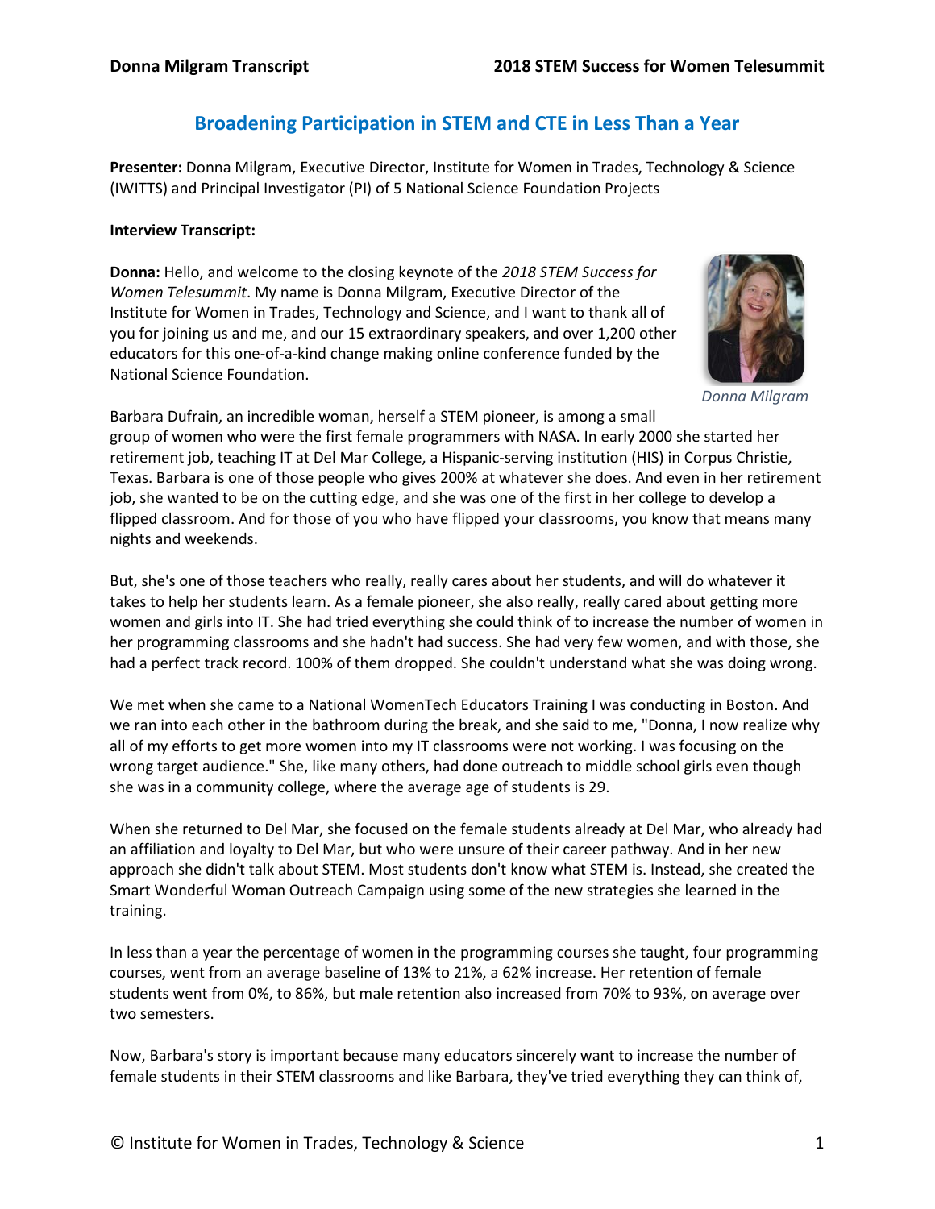# Broadening Participation in STEM and CTE in Less Than a Year

**Presenter:** Donna Milgram, Executive Director, Institute for Women in Trades, Technology & Science (IWITTS) and Principal Investigator (PI) of 5 National Science Foundation Projects

**Interview Transcript:**

**Donna:** Hello, and welcome to the closing keynote of the *2018 STEM Success for Women Telesummit*. My name is Donna Milgram, Executive Director of the Institute for Women in Trades, Technology and Science, and I want to thank all of you for joining us and me, and our 15 extraordinary speakers, and over 1,200 other educators for this one-of-a-kind change making online conference funded by the National Science Foundation.

*Donna Milgram*

Barbara Dufrain, an incredible woman, herself a STEM pioneer, is among a small group of women who were the first female programmers with NASA. In early 2000 she started her retirement job, teaching IT at Del Mar College, a Hispanic-serving institution (HIS) in Corpus Christie, Texas. Barbara is one of those people who gives 200% at whatever she does. And even in her retirement job, she wanted to be on the cutting edge, and she was one of the first in her college to develop a flipped classroom. And for those of you who have flipped your classrooms, you know that means many nights and weekends.

But, she's one of those teachers who really, really cares about her students, and will do whatever it takes to help her students learn. As a female pioneer, she also really, really cared about getting more women and girls into IT. She had tried everything she could think of to increase the number of women in her programming classrooms and she hadn't had success. She had very few women, and with those, she had a perfect track record. 100% of them dropped. She couldn't understand what she was doing wrong.

We met when she came to a National WomenTech Educators Training I was conducting in Boston. And we ran into each other in the bathroom during the break, and she said to me, "Donna, I now realize why all of my efforts to get more women into my IT classrooms were not working. I was focusing on the wrong target audience." She, like many others, had done outreach to middle school girls even though she was in a community college, where the average age of students is 29.

When she returned to Del Mar, she focused on the female students already at Del Mar, who already had an affiliation and loyalty to Del Mar, but who were unsure of their career pathway. And in her new approach she didn't talk about STEM. Most students don't know what STEM is. Instead, she created the Smart Wonderful Woman Outreach Campaign using some of the new strategies she learned in the training.

In less than a year the percentage of women in the programming courses she taught, four programming courses, went from an average baseline of 13% to 21%, a 62% increase. Her retention of female students went from 0%, to 86%, but male retention also increased from 70% to 93%, on average over two semesters.

Now, Barbara's story is important because many educators sincerely want to increase the number of female students in their STEM classrooms and like Barbara, they've tried everything they can think of,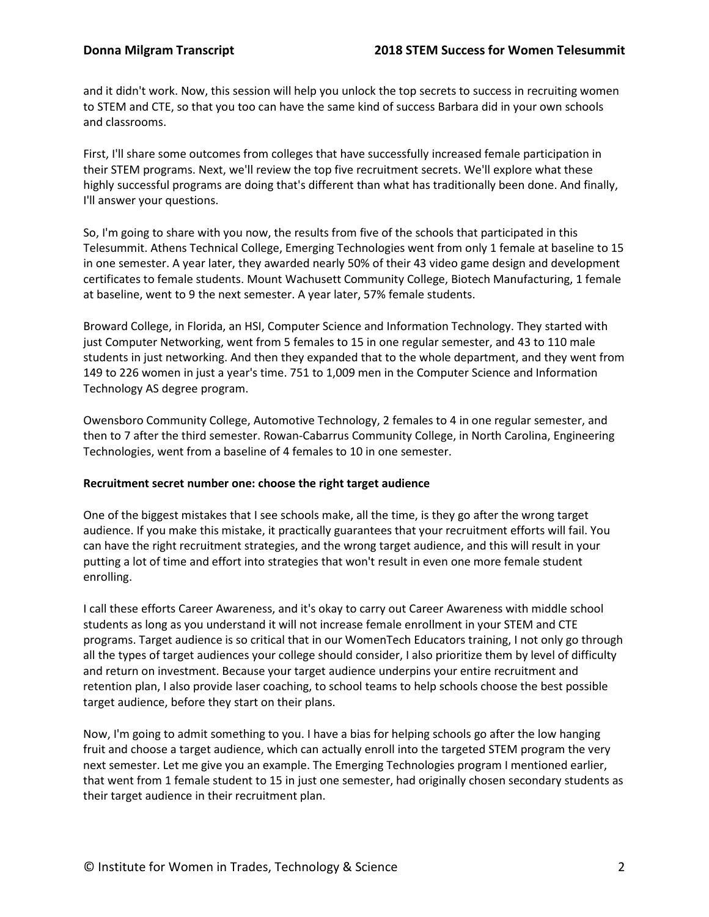and it didn't work. Now, this session will help you unlock the top secrets to success in recruiting women to STEM and CTE, so that you too can have the same kind of success Barbara did in your own schools and classrooms.

First, I'll share some outcomes from colleges that have successfully increased female participation in their STEM programs. Next, we'll review the top five recruitment secrets. We'll explore what these highly successful programs are doing that's different than what has traditionally been done. And finally, I'll answer your questions.

So, I'm going to share with you now, the results from five of the schools that participated in this Telesummit. Athens Technical College, Emerging Technologies went from only 1 female at baseline to 15 in one semester. A year later, they awarded nearly 50% of their 43 video game design and development certificates to female students. Mount Wachusett Community College, Biotech Manufacturing, 1 female at baseline, went to 9 the next semester. A year later, 57% female students.

Broward College, in Florida, an HSI, Computer Science and Information Technology. They started with just Computer Networking, went from 5 females to 15 in one regular semester, and 43 to 110 male students in just networking. And then they expanded that to the whole department, and they went from 149 to 226 women in just a year's time. 751 to 1,009 men in the Computer Science and Information Technology AS degree program.

Owensboro Community College, Automotive Technology, 2 females to 4 in one regular semester, and then to 7 after the third semester. Rowan-Cabarrus Community College, in North Carolina, Engineering Technologies, went from a baseline of 4 females to 10 in one semester.

**Recruitment secret number one: choose the right target audience**

One of the biggest mistakes that I see schools make, all the time, is they go after the wrong target audience. If you make this mistake, it practically guarantees that your recruitment efforts will fail. You can have the right recruitment strategies, and the wrong target audience, and this will result in your putting a lot of time and effort into strategies that won't result in even one more female student enrolling.

I call these efforts Career Awareness, and it's okay to carry out Career Awareness with middle school students as long as you understand it will not increase female enrollment in your STEM and CTE programs. Target audience is so critical that in our WomenTech Educators training, I not only go through all the types of target audiences your college should consider, I also prioritize them by level of difficulty and return on investment. Because your target audience underpins your entire recruitment and retention plan, I also provide laser coaching, to school teams to help schools choose the best possible target audience, before they start on their plans.

Now, I'm going to admit something to you. I have a bias for helping schools go after the low hanging fruit and choose a target audience, which can actually enroll into the targeted STEM program the very next semester. Let me give you an example. The Emerging Technologies program I mentioned earlier, that went from 1 female student to 15 in just one semester, had originally chosen secondary students as their target audience in their recruitment plan.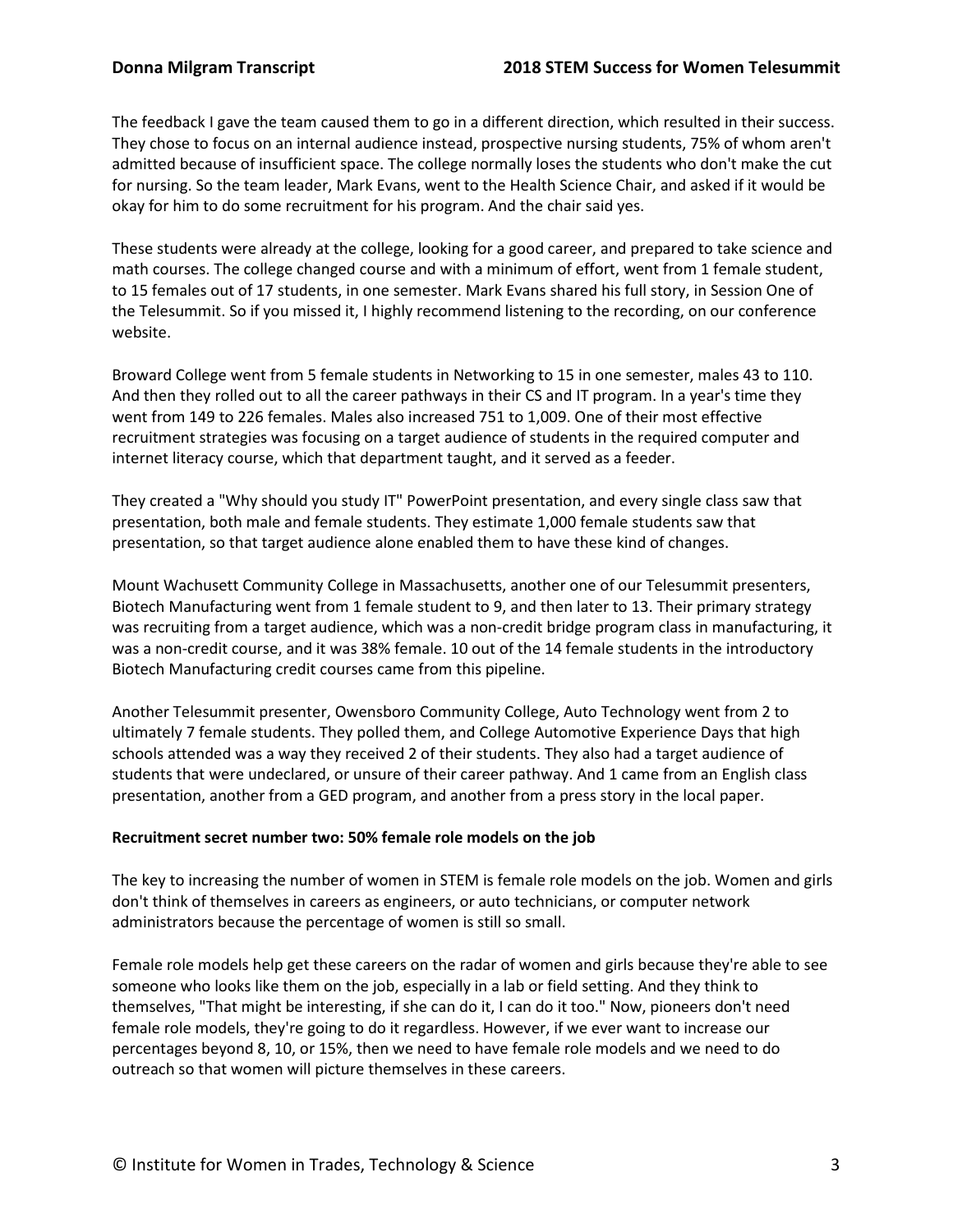The feedback I gave the team caused them to go in a different direction, which resulted in their success. They chose to focus on an internal audience instead, prospective nursing students, 75% of whom aren't admitted because of insufficient space. The college normally loses the students who don't make the cut for nursing. So the team leader, Mark Evans, went to the Health Science Chair, and asked if it would be okay for him to do some recruitment for his program. And the chair said yes.

These students were already at the college, looking for a good career, and prepared to take science and math courses. The college changed course and with a minimum of effort, went from 1 female student, to 15 females out of 17 students, in one semester. Mark Evans shared his full story, in Session One of the Telesummit. So if you missed it, I highly recommend listening to the recording, on our conference website.

Broward College went from 5 female students in Networking to 15 in one semester, males 43 to 110. And then they rolled out to all the career pathways in their CS and IT program. In a year's time they went from 149 to 226 females. Males also increased 751 to 1,009. One of their most effective recruitment strategies was focusing on a target audience of students in the required computer and internet literacy course, which that department taught, and it served as a feeder.

They created a "Why should you study IT" PowerPoint presentation, and every single class saw that presentation, both male and female students. They estimate 1,000 female students saw that presentation, so that target audience alone enabled them to have these kind of changes.

Mount Wachusett Community College in Massachusetts, another one of our Telesummit presenters, Biotech Manufacturing went from 1 female student to 9, and then later to 13. Their primary strategy was recruiting from a target audience, which was a non-credit bridge program class in manufacturing, it was a non-credit course, and it was 38% female. 10 out of the 14 female students in the introductory Biotech Manufacturing credit courses came from this pipeline.

Another Telesummit presenter, Owensboro Community College, Auto Technology went from 2 to ultimately 7 female students. They polled them, and College Automotive Experience Days that high schools attended was a way they received 2 of their students. They also had a target audience of students that were undeclared, or unsure of their career pathway. And 1 came from an English class presentation, another from a GED program, and another from a press story in the local paper.

**Recruitment secret number two: 50% female role models on the job**

The key to increasing the number of women in STEM is female role models on the job. Women and girls don't think of themselves in careers as engineers, or auto technicians, or computer network administrators because the percentage of women is still so small.

Female role models help get these careers on the radar of women and girls because they're able to see someone who looks like them on the job, especially in a lab or field setting. And they think to themselves, "That might be interesting, if she can do it, I can do it too." Now, pioneers don't need female role models, they're going to do it regardless. However, if we ever want to increase our percentages beyond 8, 10, or 15%, then we need to have female role models and we need to do outreach so that women will picture themselves in these careers.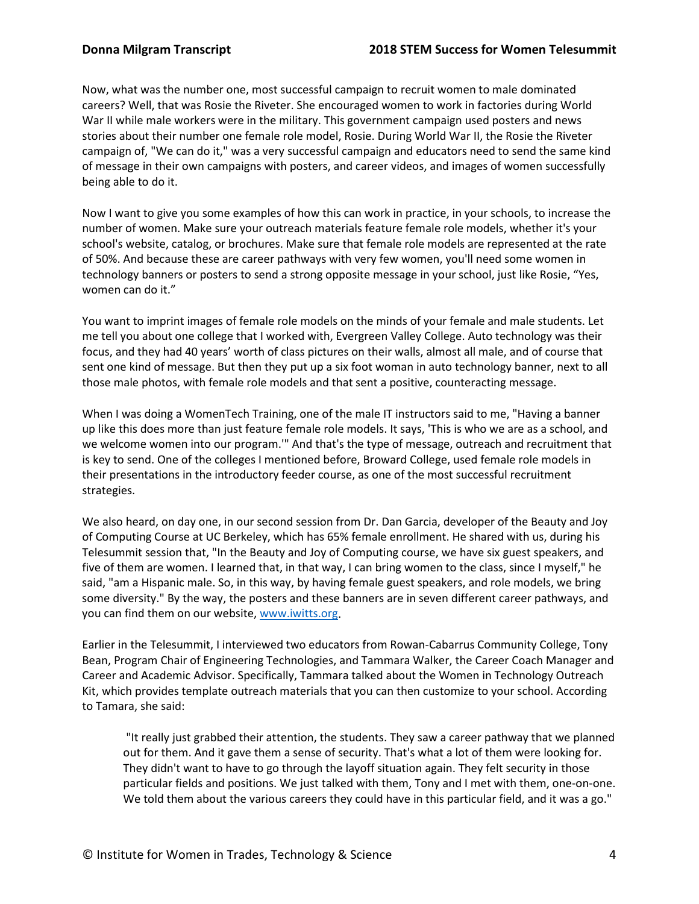Now, what was the number one, most successful campaign to recruit women to male dominated careers? Well, that was Rosie the Riveter. She encouraged women to work in factories during World War II while male workers were in the military. This government campaign used posters and news stories about their number one female role model, Rosie. During World War II, the Rosie the Riveter campaign of, "We can do it," was a very successful campaign and educators need to send the same kind of message in their own campaigns with posters, and career videos, and images of women successfully being able to do it.

Now I want to give you some examples of how this can work in practice, in your schools, to increase the number of women. Make sure your outreach materials feature female role models, whether it's your school's website, catalog, or brochures. Make sure that female role models are represented at the rate of 50%. And because these are career pathways with very few women, you'll need some women in technology banners or posters to send a strong opposite message in your school, just like Rosie, "Yes, women can do it."

You want to imprint images of female role models on the minds of your female and male students. Let me tell you about one college that I worked with, Evergreen Valley College. Auto technology was their focus, and they had 40 years' worth of class pictures on their walls, almost all male, and of course that sent one kind of message. But then they put up a six foot woman in auto technology banner, next to all those male photos, with female role models and that sent a positive, counteracting message.

When I was doing a WomenTech Training, one of the male IT instructors said to me, "Having a banner up like this does more than just feature female role models. It says, 'This is who we are as a school, and we welcome women into our program.'" And that's the type of message, outreach and recruitment that is key to send. One of the colleges I mentioned before, Broward College, used female role models in their presentations in the introductory feeder course, as one of the most successful recruitment strategies.

We also heard, on day one, in our second session from Dr. Dan Garcia, developer of the Beauty and Joy of Computing Course at UC Berkeley, which has 65% female enrollment. He shared with us, during his Telesummit session that, "In the Beauty and Joy of Computing course, we have six guest speakers, and five of them are women. I learned that, in that way, I can bring women to the class, since I myself," he said, "am a Hispanic male. So, in this way, by having female guest speakers, and role models, we bring some diversity." By the way, the posters and these banners are in seven different career pathways, and you can find them on our website, [www.iwitts.org](http://www.iwitts.org).

Earlier in the Telesummit, I interviewed two educators from Rowan-Cabarrus Community College, Tony Bean, Program Chair of Engineering Technologies, and Tammara Walker, the Career Coach Manager and Career and Academic Advisor. Specifically, Tammara talked about the Women in Technology Outreach Kit, which provides template outreach materials that you can then customize to your school. According to Tamara, she said:

> "It really just grabbed their attention, the students. They saw a career pathway that we planned out for them. And it gave them a sense of security. That's what a lot of them were looking for. They didn't want to have to go through the layoff situation again. They felt security in those particular fields and positions. We just talked with them, Tony and I met with them, one-on-one. We told them about the various careers they could have in this particular field, and it was a go."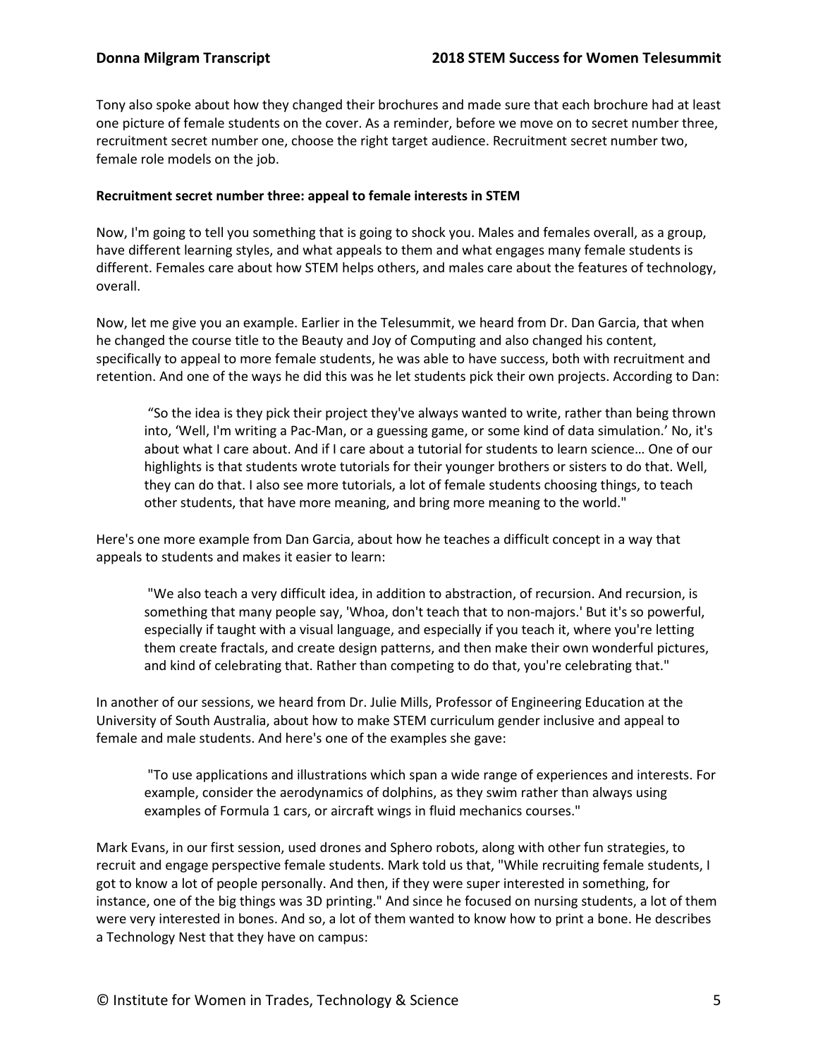Tony also spoke about how they changed their brochures and made sure that each brochure had at least one picture of female students on the cover. As a reminder, before we move on to secret number three, recruitment secret number one, choose the right target audience. Recruitment secret number two, female role models on the job.

**Recruitment secret number three: appeal to female interests in STEM**

Now, I'm going to tell you something that is going to shock you. Males and females overall, as a group, have different learning styles, and what appeals to them and what engages many female students is different. Females care about how STEM helps others, and males care about the features of technology, overall.

Now, let me give you an example. Earlier in the Telesummit, we heard from Dr. Dan Garcia, that when he changed the course title to the Beauty and Joy of Computing and also changed his content, specifically to appeal to more female students, he was able to have success, both with recruitment and retention. And one of the ways he did this was he let students pick their own projects. According to Dan:

> "So the idea is they pick their project they've always wanted to write, rather than being thrown into, 'Well, I'm writing a Pac-Man, or a guessing game, or some kind of data simulation.' No, it's about what I care about. And if I care about a tutorial for students to learn science… One of our highlights is that students wrote tutorials for their younger brothers or sisters to do that. Well, they can do that. I also see more tutorials, a lot of female students choosing things, to teach other students, that have more meaning, and bring more meaning to the world."

Here's one more example from Dan Garcia, about how he teaches a difficult concept in a way that appeals to students and makes it easier to learn:

> "We also teach a very difficult idea, in addition to abstraction, of recursion. And recursion, is something that many people say, 'Whoa, don't teach that to non-majors.' But it's so powerful, especially if taught with a visual language, and especially if you teach it, where you're letting them create fractals, and create design patterns, and then make their own wonderful pictures, and kind of celebrating that. Rather than competing to do that, you're celebrating that."

In another of our sessions, we heard from Dr. Julie Mills, Professor of Engineering Education at the University of South Australia, about how to make STEM curriculum gender inclusive and appeal to female and male students. And here's one of the examples she gave:

> "To use applications and illustrations which span a wide range of experiences and interests. For example, consider the aerodynamics of dolphins, as they swim rather than always using examples of Formula 1 cars, or aircraft wings in fluid mechanics courses."

Mark Evans, in our first session, used drones and Sphero robots, along with other fun strategies, to recruit and engage perspective female students. Mark told us that, "While recruiting female students, I got to know a lot of people personally. And then, if they were super interested in something, for instance, one of the big things was 3D printing." And since he focused on nursing students, a lot of them were very interested in bones. And so, a lot of them wanted to know how to print a bone. He describes a Technology Nest that they have on campus: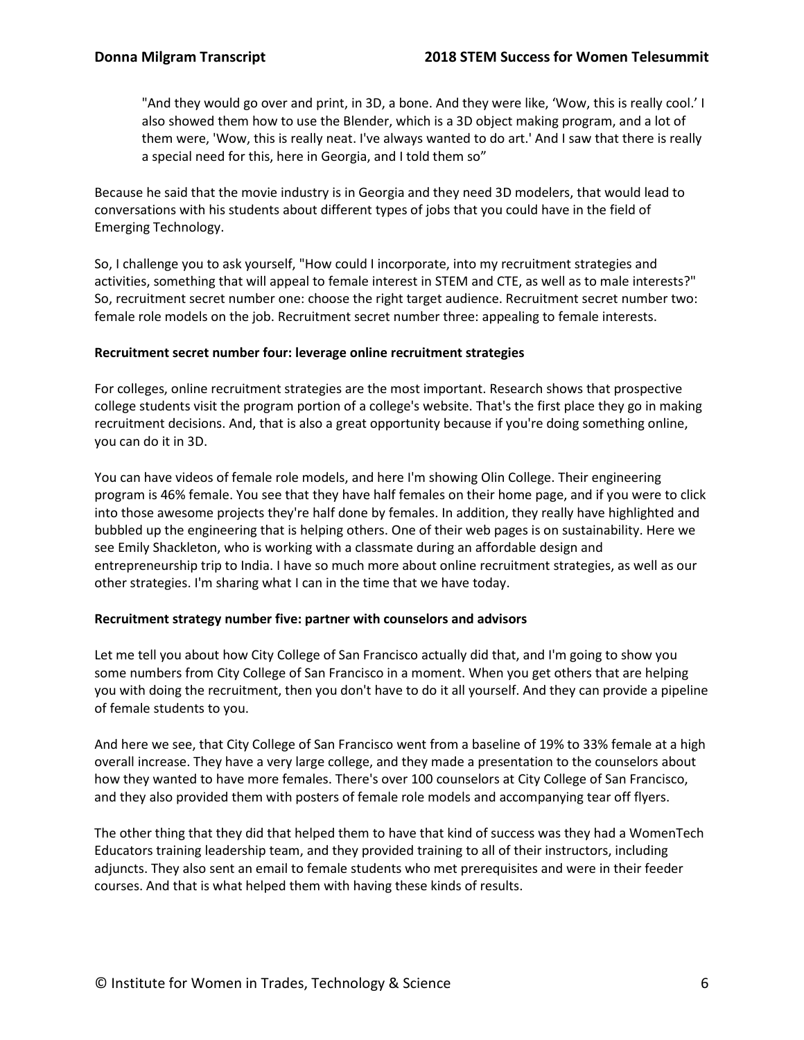> "And they would go over and print, in 3D, a bone. And they were like, 'Wow, this is really cool.' I also showed them how to use the Blender, which is a 3D object making program, and a lot of them were, 'Wow, this is really neat. I've always wanted to do art.' And I saw that there is really a special need for this, here in Georgia, and I told them so"

Because he said that the movie industry is in Georgia and they need 3D modelers, that would lead to conversations with his students about different types of jobs that you could have in the field of Emerging Technology.

So, I challenge you to ask yourself, "How could I incorporate, into my recruitment strategies and activities, something that will appeal to female interest in STEM and CTE, as well as to male interests?" So, recruitment secret number one: choose the right target audience. Recruitment secret number two: female role models on the job. Recruitment secret number three: appealing to female interests.

**Recruitment secret number four: leverage online recruitment strategies**

For colleges, online recruitment strategies are the most important. Research shows that prospective college students visit the program portion of a college's website. That's the first place they go in making recruitment decisions. And, that is also a great opportunity because if you're doing something online, you can do it in 3D.

You can have videos of female role models, and here I'm showing Olin College. Their engineering program is 46% female. You see that they have half females on their home page, and if you were to click into those awesome projects they're half done by females. In addition, they really have highlighted and bubbled up the engineering that is helping others. One of their web pages is on sustainability. Here we see Emily Shackleton, who is working with a classmate during an affordable design and entrepreneurship trip to India. I have so much more about online recruitment strategies, as well as our other strategies. I'm sharing what I can in the time that we have today.

**Recruitment strategy number five: partner with counselors and advisors**

Let me tell you about how City College of San Francisco actually did that, and I'm going to show you some numbers from City College of San Francisco in a moment. When you get others that are helping you with doing the recruitment, then you don't have to do it all yourself. And they can provide a pipeline of female students to you.

And here we see, that City College of San Francisco went from a baseline of 19% to 33% female at a high overall increase. They have a very large college, and they made a presentation to the counselors about how they wanted to have more females. There's over 100 counselors at City College of San Francisco, and they also provided them with posters of female role models and accompanying tear off flyers.

The other thing that they did that helped them to have that kind of success was they had a WomenTech Educators training leadership team, and they provided training to all of their instructors, including adjuncts. They also sent an email to female students who met prerequisites and were in their feeder courses. And that is what helped them with having these kinds of results.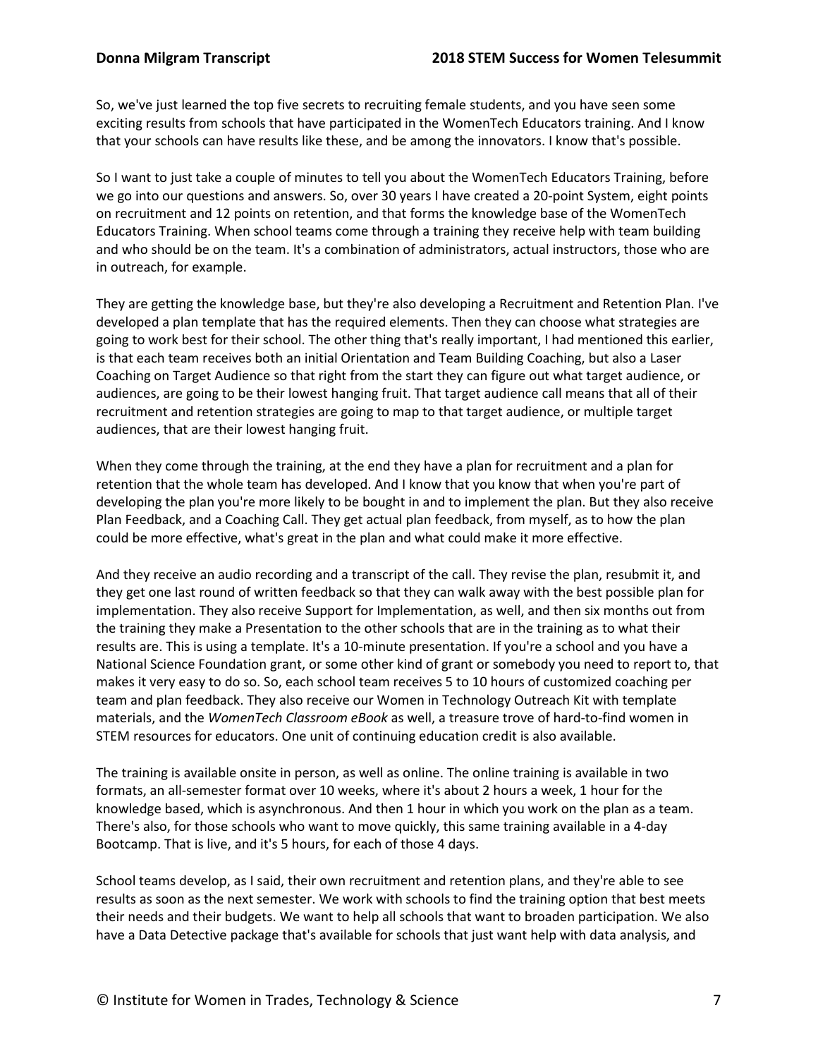So, we've just learned the top five secrets to recruiting female students, and you have seen some exciting results from schools that have participated in the WomenTech Educators training. And I know that your schools can have results like these, and be among the innovators. I know that's possible.

So I want to just take a couple of minutes to tell you about the WomenTech Educators Training, before we go into our questions and answers. So, over 30 years I have created a 20-point System, eight points on recruitment and 12 points on retention, and that forms the knowledge base of the WomenTech Educators Training. When school teams come through a training they receive help with team building and who should be on the team. It's a combination of administrators, actual instructors, those who are in outreach, for example.

They are getting the knowledge base, but they're also developing a Recruitment and Retention Plan. I've developed a plan template that has the required elements. Then they can choose what strategies are going to work best for their school. The other thing that's really important, I had mentioned this earlier, is that each team receives both an initial Orientation and Team Building Coaching, but also a Laser Coaching on Target Audience so that right from the start they can figure out what target audience, or audiences, are going to be their lowest hanging fruit. That target audience call means that all of their recruitment and retention strategies are going to map to that target audience, or multiple target audiences, that are their lowest hanging fruit.

When they come through the training, at the end they have a plan for recruitment and a plan for retention that the whole team has developed. And I know that you know that when you're part of developing the plan you're more likely to be bought in and to implement the plan. But they also receive Plan Feedback, and a Coaching Call. They get actual plan feedback, from myself, as to how the plan could be more effective, what's great in the plan and what could make it more effective.

And they receive an audio recording and a transcript of the call. They revise the plan, resubmit it, and they get one last round of written feedback so that they can walk away with the best possible plan for implementation. They also receive Support for Implementation, as well, and then six months out from the training they make a Presentation to the other schools that are in the training as to what their results are. This is using a template. It's a 10-minute presentation. If you're a school and you have a National Science Foundation grant, or some other kind of grant or somebody you need to report to, that makes it very easy to do so. So, each school team receives 5 to 10 hours of customized coaching per team and plan feedback. They also receive our Women in Technology Outreach Kit with template materials, and the *WomenTech Classroom eBook* as well, a treasure trove of hard-to-find women in STEM resources for educators. One unit of continuing education credit is also available.

The training is available onsite in person, as well as online. The online training is available in two formats, an all-semester format over 10 weeks, where it's about 2 hours a week, 1 hour for the knowledge based, which is asynchronous. And then 1 hour in which you work on the plan as a team. There's also, for those schools who want to move quickly, this same training available in a 4-day Bootcamp. That is live, and it's 5 hours, for each of those 4 days.

School teams develop, as I said, their own recruitment and retention plans, and they're able to see results as soon as the next semester. We work with schools to find the training option that best meets their needs and their budgets. We want to help all schools that want to broaden participation. We also have a Data Detective package that's available for schools that just want help with data analysis, and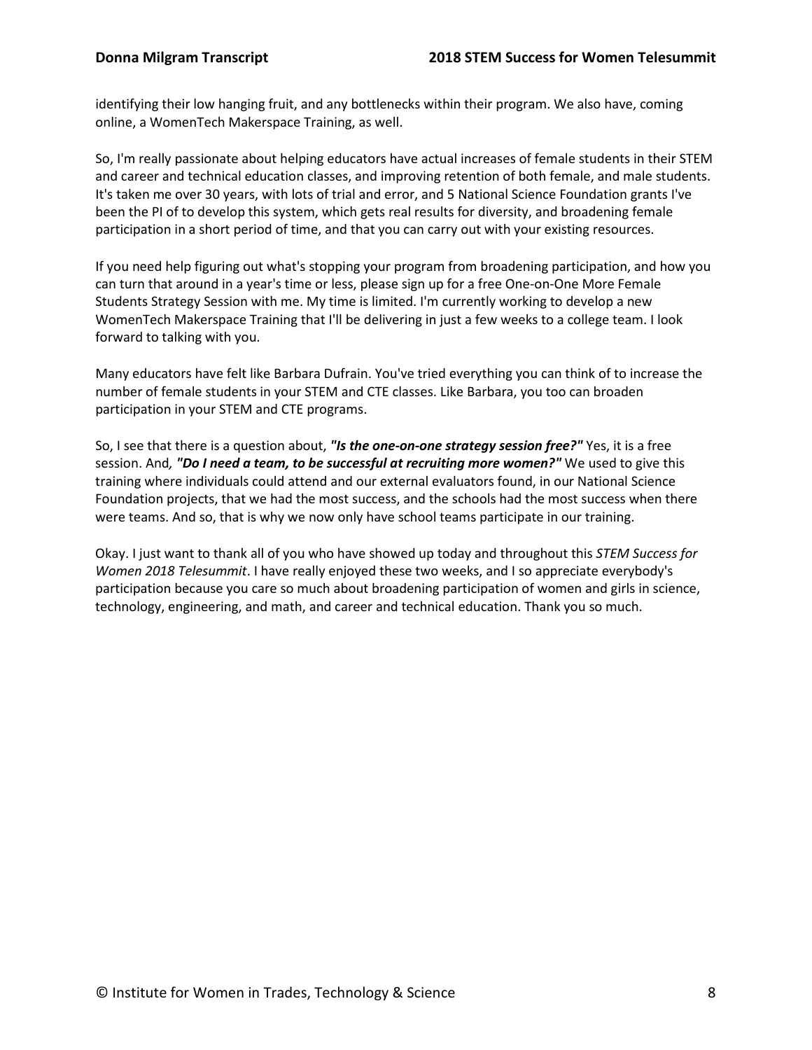identifying their low hanging fruit, and any bottlenecks within their program. We also have, coming online, a WomenTech Makerspace Training, as well.

So, I'm really passionate about helping educators have actual increases of female students in their STEM and career and technical education classes, and improving retention of both female, and male students. It's taken me over 30 years, with lots of trial and error, and 5 National Science Foundation grants I've been the PI of to develop this system, which gets real results for diversity, and broadening female participation in a short period of time, and that you can carry out with your existing resources.

If you need help figuring out what's stopping your program from broadening participation, and how you can turn that around in a year's time or less, please sign up for a free One-on-One More Female Students Strategy Session with me. My time is limited. I'm currently working to develop a new WomenTech Makerspace Training that I'll be delivering in just a few weeks to a college team. I look forward to talking with you.

Many educators have felt like Barbara Dufrain. You've tried everything you can think of to increase the number of female students in your STEM and CTE classes. Like Barbara, you too can broaden participation in your STEM and CTE programs.

So, I see that there is a question about, ***"Is the one-on-one strategy session free?"*** Yes, it is a free session. And, ***"Do I need a team, to be successful at recruiting more women?"*** We used to give this training where individuals could attend and our external evaluators found, in our National Science Foundation projects, that we had the most success, and the schools had the most success when there were teams. And so, that is why we now only have school teams participate in our training.

Okay. I just want to thank all of you who have showed up today and throughout this *STEM Success for Women 2018 Telesummit*. I have really enjoyed these two weeks, and I so appreciate everybody's participation because you care so much about broadening participation of women and girls in science, technology, engineering, and math, and career and technical education. Thank you so much.